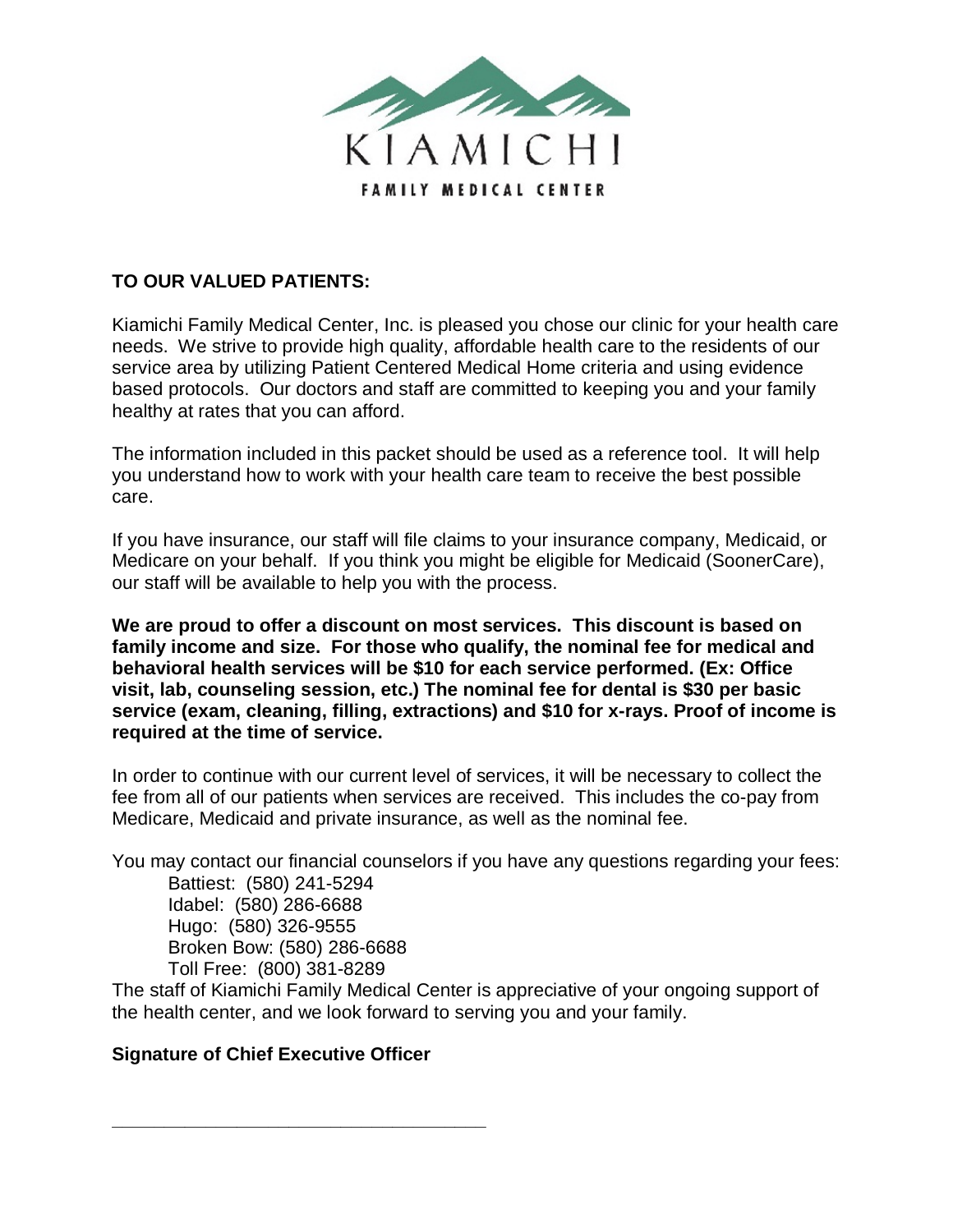KIAMICHI

FAMILY MEDICAL CENTER

**TO OUR VALUED PATIENTS:**

Kiamichi Family Medical Center, Inc. is pleased you chose our clinic for your health care needs. We strive to provide high quality, affordable health care to the residents of our service area by utilizing Patient Centered Medical Home criteria and using evidence based protocols. Our doctors and staff are committed to keeping you and your family healthy at rates that you can afford.

The information included in this packet should be used as a reference tool. It will help you understand how to work with your health care team to receive the best possible care.

If you have insurance, our staff will file claims to your insurance company, Medicaid, or Medicare on your behalf. If you think you might be eligible for Medicaid (SoonerCare), our staff will be available to help you with the process.

**We are proud to offer a discount on most services. This discount is based on family income and size. For those who qualify, the nominal fee for medical and behavioral health services will be $10 for each service performed. (Ex: Office visit, lab, counseling session, etc.) The nominal fee for dental is $30 per basic service (exam, cleaning, filling, extractions) and $10 for x-rays. Proof of income is required at the time of service.**

In order to continue with our current level of services, it will be necessary to collect the fee from all of our patients when services are received. This includes the co-pay from Medicare, Medicaid and private insurance, as well as the nominal fee.

You may contact our financial counselors if you have any questions regarding your fees:

Battiest: (580) 241-5294
Idabel: (580) 286-6688
Hugo: (580) 326-9555
Broken Bow: (580) 286-6688
Toll Free: (800) 381-8289

The staff of Kiamichi Family Medical Center is appreciative of your ongoing support of the health center, and we look forward to serving you and your family.

**Signature of Chief Executive Officer**

\_\_\_\_\_\_\_\_\_\_\_\_\_\_\_\_\_\_\_\_\_\_\_\_\_\_\_\_\_\_\_\_\_\_\_\_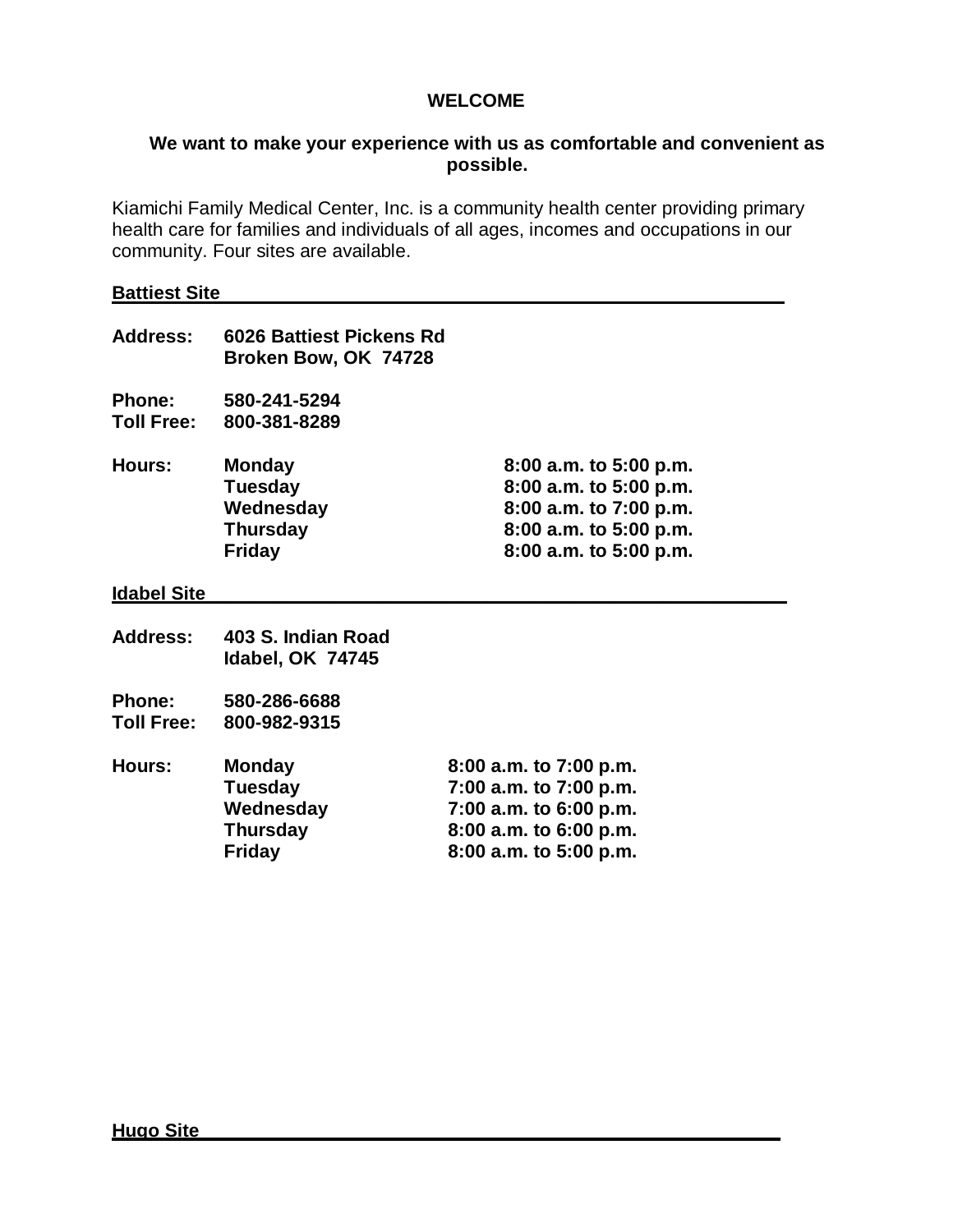# WELCOME

## We want to make your experience with us as comfortable and convenient as possible.

Kiamichi Family Medical Center, Inc. is a community health center providing primary health care for families and individuals of all ages, incomes and occupations in our community. Four sites are available.

### Battiest Site

**Address:** **6026 Battiest Pickens Rd**
**Broken Bow, OK 74728**

**Phone:** **580-241-5294**
**Toll Free:** **800-381-8289**

**Hours:**

| Day | Hours |
|---|---|
| **Monday** | **8:00 a.m. to 5:00 p.m.** |
| **Tuesday** | **8:00 a.m. to 5:00 p.m.** |
| **Wednesday** | **8:00 a.m. to 7:00 p.m.** |
| **Thursday** | **8:00 a.m. to 5:00 p.m.** |
| **Friday** | **8:00 a.m. to 5:00 p.m.** |

### Idabel Site

**Address:** **403 S. Indian Road**
**Idabel, OK 74745**

**Phone:** **580-286-6688**
**Toll Free:** **800-982-9315**

**Hours:**

| Day | Hours |
|---|---|
| **Monday** | **8:00 a.m. to 7:00 p.m.** |
| **Tuesday** | **7:00 a.m. to 7:00 p.m.** |
| **Wednesday** | **7:00 a.m. to 6:00 p.m.** |
| **Thursday** | **8:00 a.m. to 6:00 p.m.** |
| **Friday** | **8:00 a.m. to 5:00 p.m.** |

### Hugo Site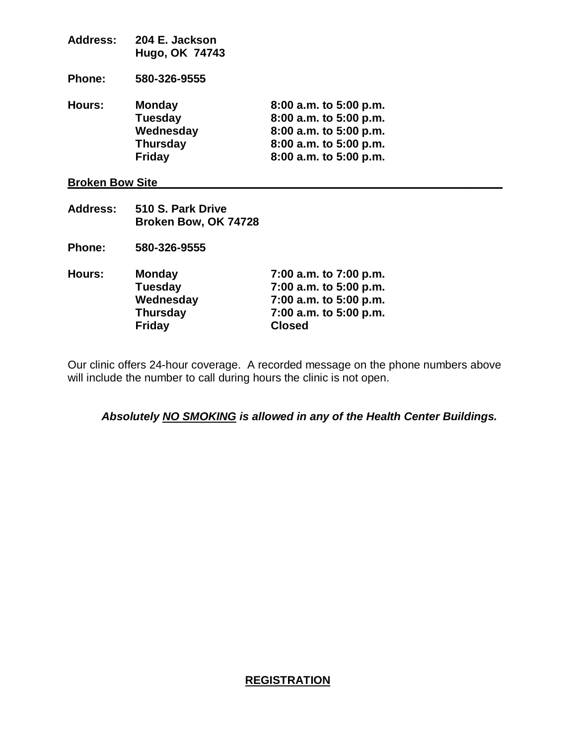**Address:** **204 E. Jackson**
**Hugo, OK 74743**

**Phone:** **580-326-9555**

| **Hours:** | | |
|---|---|---|
| | **Monday** | **8:00 a.m. to 5:00 p.m.** |
| | **Tuesday** | **8:00 a.m. to 5:00 p.m.** |
| | **Wednesday** | **8:00 a.m. to 5:00 p.m.** |
| | **Thursday** | **8:00 a.m. to 5:00 p.m.** |
| | **Friday** | **8:00 a.m. to 5:00 p.m.** |

## Broken Bow Site

**Address:** **510 S. Park Drive**
**Broken Bow, OK 74728**

**Phone:** **580-326-9555**

| **Hours:** | | |
|---|---|---|
| | **Monday** | **7:00 a.m. to 7:00 p.m.** |
| | **Tuesday** | **7:00 a.m. to 5:00 p.m.** |
| | **Wednesday** | **7:00 a.m. to 5:00 p.m.** |
| | **Thursday** | **7:00 a.m. to 5:00 p.m.** |
| | **Friday** | **Closed** |

Our clinic offers 24-hour coverage. A recorded message on the phone numbers above will include the number to call during hours the clinic is not open.

***Absolutely NO SMOKING is allowed in any of the Health Center Buildings.***

## REGISTRATION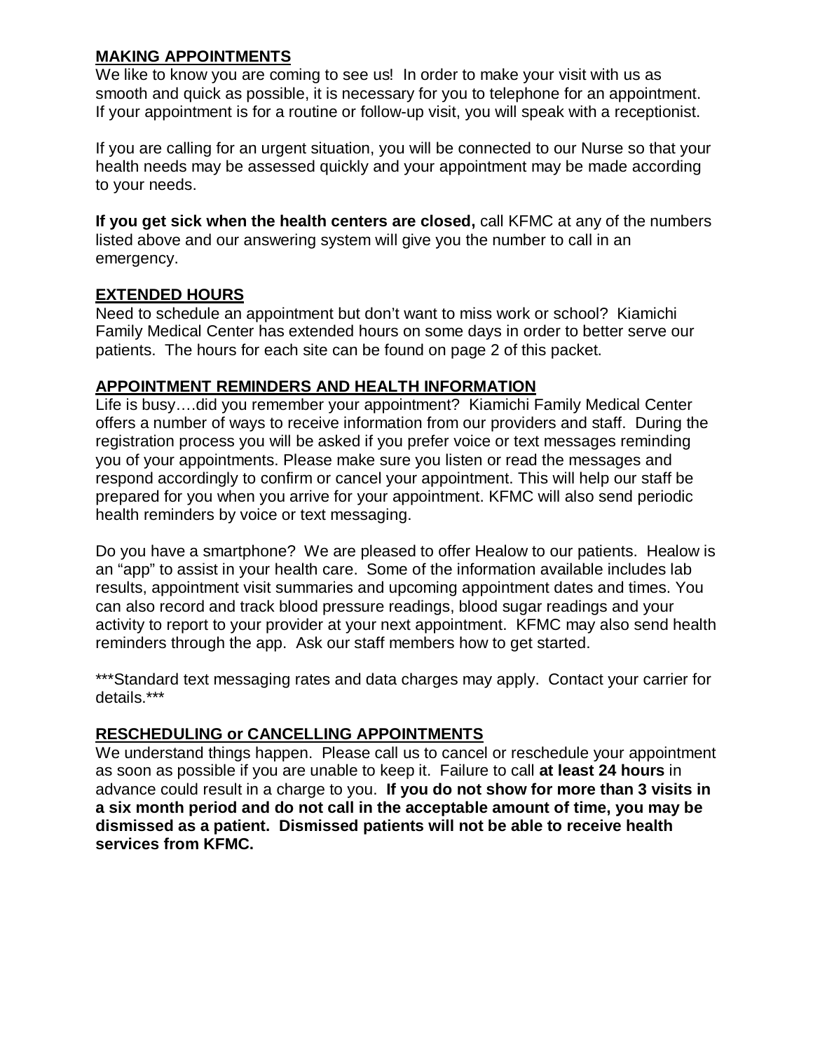## MAKING APPOINTMENTS

We like to know you are coming to see us! In order to make your visit with us as smooth and quick as possible, it is necessary for you to telephone for an appointment. If your appointment is for a routine or follow-up visit, you will speak with a receptionist.

If you are calling for an urgent situation, you will be connected to our Nurse so that your health needs may be assessed quickly and your appointment may be made according to your needs.

**If you get sick when the health centers are closed,** call KFMC at any of the numbers listed above and our answering system will give you the number to call in an emergency.

## EXTENDED HOURS

Need to schedule an appointment but don't want to miss work or school? Kiamichi Family Medical Center has extended hours on some days in order to better serve our patients. The hours for each site can be found on page 2 of this packet.

## APPOINTMENT REMINDERS AND HEALTH INFORMATION

Life is busy….did you remember your appointment? Kiamichi Family Medical Center offers a number of ways to receive information from our providers and staff. During the registration process you will be asked if you prefer voice or text messages reminding you of your appointments. Please make sure you listen or read the messages and respond accordingly to confirm or cancel your appointment. This will help our staff be prepared for you when you arrive for your appointment. KFMC will also send periodic health reminders by voice or text messaging.

Do you have a smartphone? We are pleased to offer Healow to our patients. Healow is an "app" to assist in your health care. Some of the information available includes lab results, appointment visit summaries and upcoming appointment dates and times. You can also record and track blood pressure readings, blood sugar readings and your activity to report to your provider at your next appointment. KFMC may also send health reminders through the app. Ask our staff members how to get started.

***Standard text messaging rates and data charges may apply. Contact your carrier for details.***

## RESCHEDULING or CANCELLING APPOINTMENTS

We understand things happen. Please call us to cancel or reschedule your appointment as soon as possible if you are unable to keep it. Failure to call **at least 24 hours** in advance could result in a charge to you. **If you do not show for more than 3 visits in a six month period and do not call in the acceptable amount of time, you may be dismissed as a patient. Dismissed patients will not be able to receive health services from KFMC.**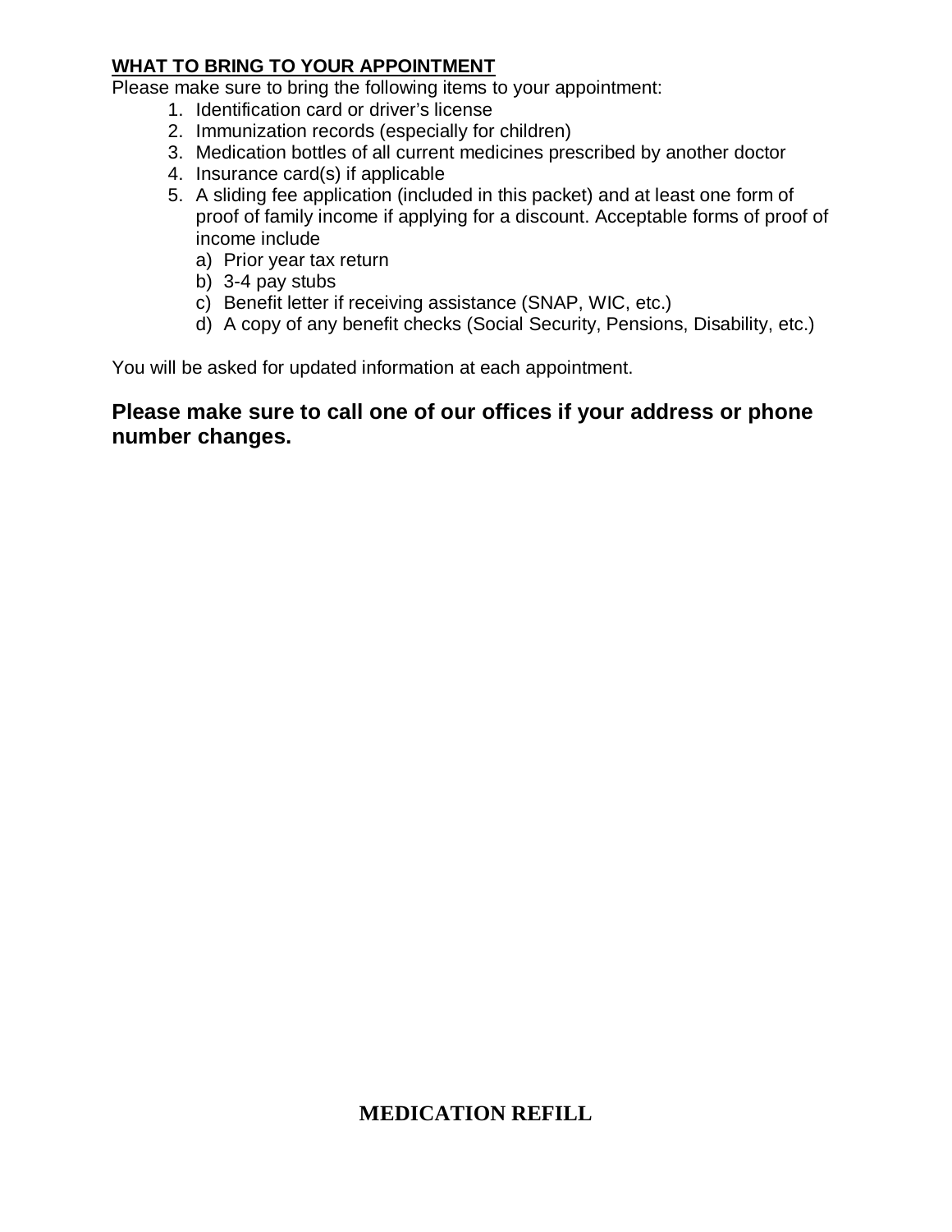## WHAT TO BRING TO YOUR APPOINTMENT

Please make sure to bring the following items to your appointment:

1. Identification card or driver's license
2. Immunization records (especially for children)
3. Medication bottles of all current medicines prescribed by another doctor
4. Insurance card(s) if applicable
5. A sliding fee application (included in this packet) and at least one form of proof of family income if applying for a discount. Acceptable forms of proof of income include
   a) Prior year tax return
   b) 3-4 pay stubs
   c) Benefit letter if receiving assistance (SNAP, WIC, etc.)
   d) A copy of any benefit checks (Social Security, Pensions, Disability, etc.)

You will be asked for updated information at each appointment.

**Please make sure to call one of our offices if your address or phone number changes.**

## MEDICATION REFILL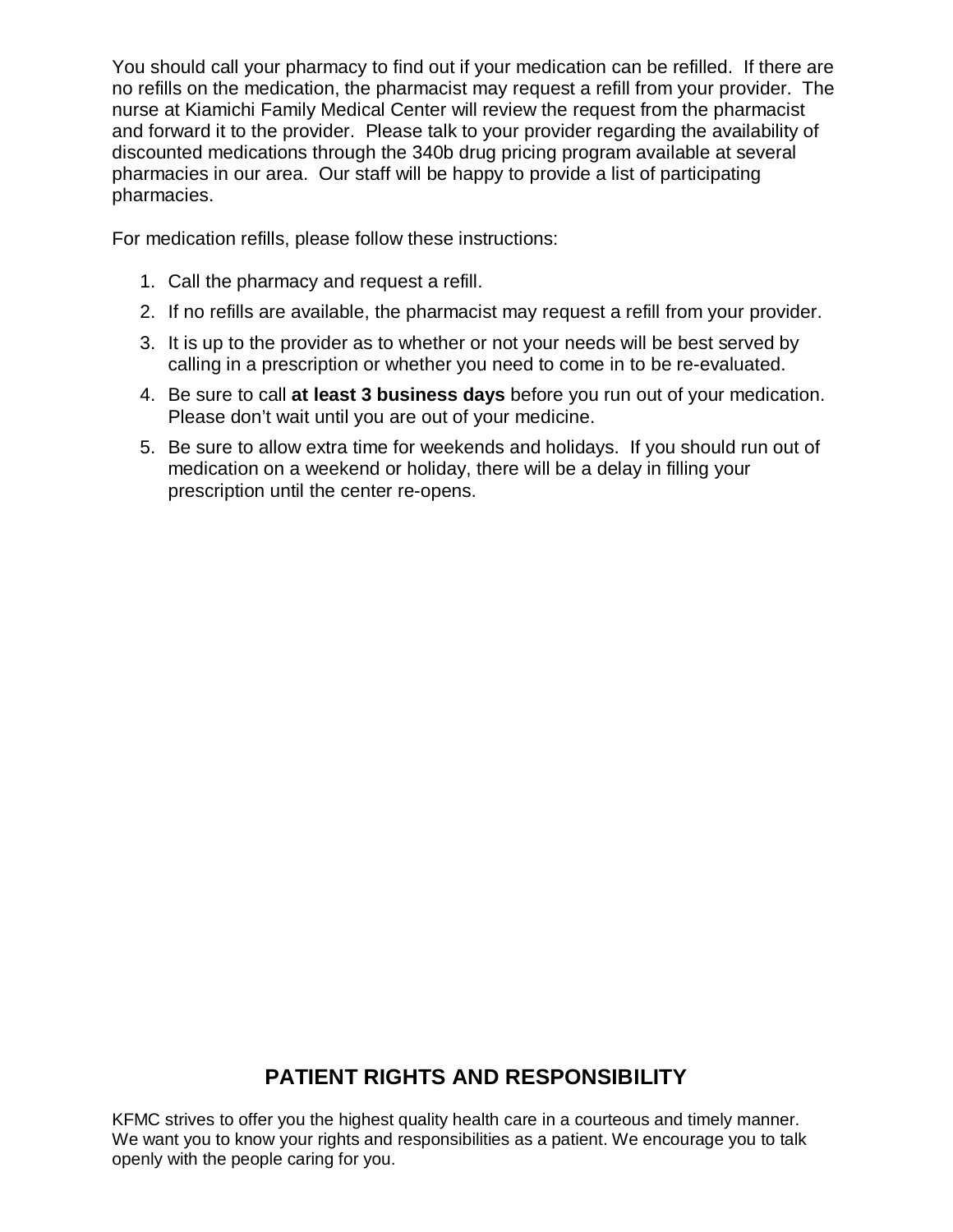You should call your pharmacy to find out if your medication can be refilled. If there are no refills on the medication, the pharmacist may request a refill from your provider. The nurse at Kiamichi Family Medical Center will review the request from the pharmacist and forward it to the provider. Please talk to your provider regarding the availability of discounted medications through the 340b drug pricing program available at several pharmacies in our area. Our staff will be happy to provide a list of participating pharmacies.

For medication refills, please follow these instructions:

1. Call the pharmacy and request a refill.
2. If no refills are available, the pharmacist may request a refill from your provider.
3. It is up to the provider as to whether or not your needs will be best served by calling in a prescription or whether you need to come in to be re-evaluated.
4. Be sure to call **at least 3 business days** before you run out of your medication. Please don't wait until you are out of your medicine.
5. Be sure to allow extra time for weekends and holidays. If you should run out of medication on a weekend or holiday, there will be a delay in filling your prescription until the center re-opens.

## PATIENT RIGHTS AND RESPONSIBILITY

KFMC strives to offer you the highest quality health care in a courteous and timely manner. We want you to know your rights and responsibilities as a patient. We encourage you to talk openly with the people caring for you.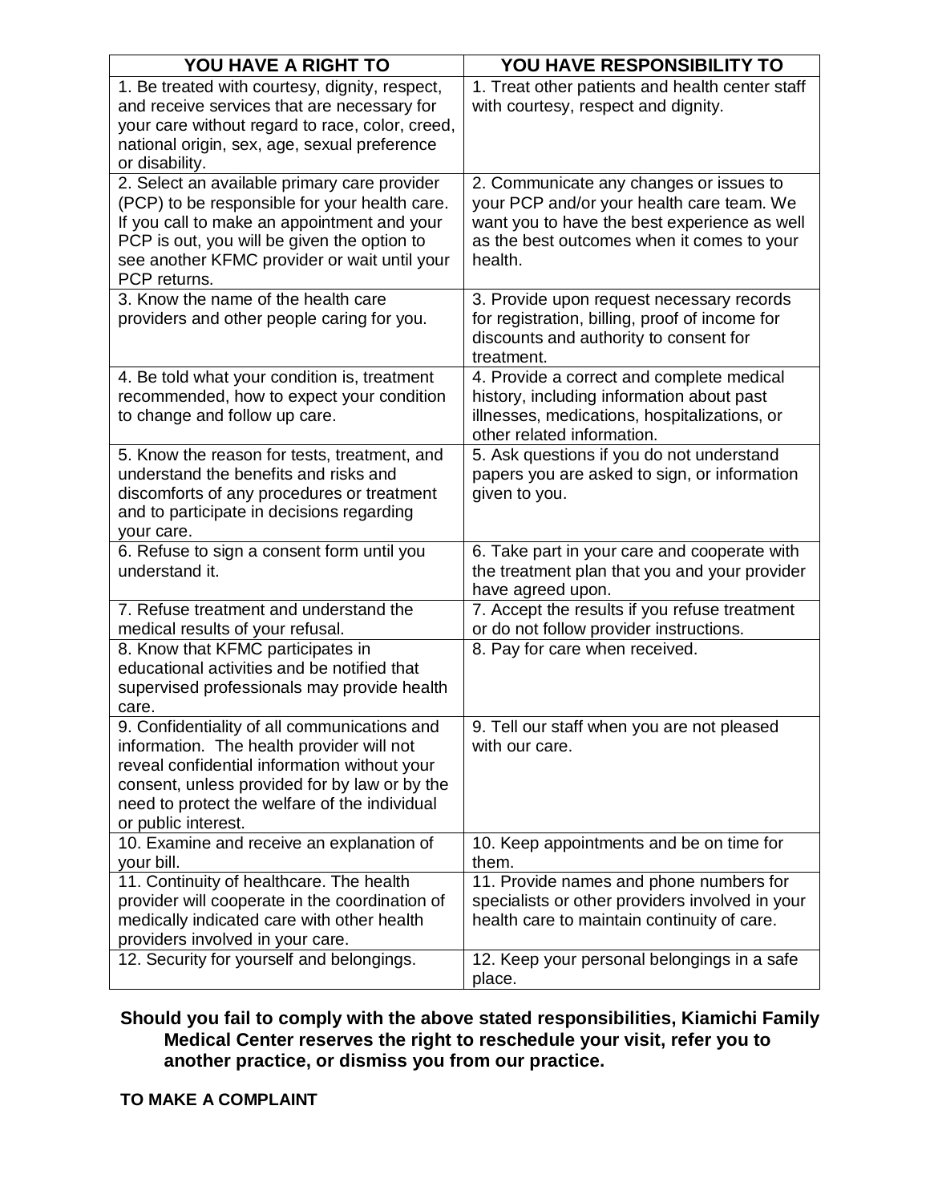| YOU HAVE A RIGHT TO | YOU HAVE RESPONSIBILITY TO |
|---|---|
| 1. Be treated with courtesy, dignity, respect, and receive services that are necessary for your care without regard to race, color, creed, national origin, sex, age, sexual preference or disability. | 1. Treat other patients and health center staff with courtesy, respect and dignity. |
| 2. Select an available primary care provider (PCP) to be responsible for your health care. If you call to make an appointment and your PCP is out, you will be given the option to see another KFMC provider or wait until your PCP returns. | 2. Communicate any changes or issues to your PCP and/or your health care team. We want you to have the best experience as well as the best outcomes when it comes to your health. |
| 3. Know the name of the health care providers and other people caring for you. | 3. Provide upon request necessary records for registration, billing, proof of income for discounts and authority to consent for treatment. |
| 4. Be told what your condition is, treatment recommended, how to expect your condition to change and follow up care. | 4. Provide a correct and complete medical history, including information about past illnesses, medications, hospitalizations, or other related information. |
| 5. Know the reason for tests, treatment, and understand the benefits and risks and discomforts of any procedures or treatment and to participate in decisions regarding your care. | 5. Ask questions if you do not understand papers you are asked to sign, or information given to you. |
| 6. Refuse to sign a consent form until you understand it. | 6. Take part in your care and cooperate with the treatment plan that you and your provider have agreed upon. |
| 7. Refuse treatment and understand the medical results of your refusal. | 7. Accept the results if you refuse treatment or do not follow provider instructions. |
| 8. Know that KFMC participates in educational activities and be notified that supervised professionals may provide health care. | 8. Pay for care when received. |
| 9. Confidentiality of all communications and information. The health provider will not reveal confidential information without your consent, unless provided for by law or by the need to protect the welfare of the individual or public interest. | 9. Tell our staff when you are not pleased with our care. |
| 10. Examine and receive an explanation of your bill. | 10. Keep appointments and be on time for them. |
| 11. Continuity of healthcare. The health provider will cooperate in the coordination of medically indicated care with other health providers involved in your care. | 11. Provide names and phone numbers for specialists or other providers involved in your health care to maintain continuity of care. |
| 12. Security for yourself and belongings. | 12. Keep your personal belongings in a safe place. |

**Should you fail to comply with the above stated responsibilities, Kiamichi Family Medical Center reserves the right to reschedule your visit, refer you to another practice, or dismiss you from our practice.**

**TO MAKE A COMPLAINT**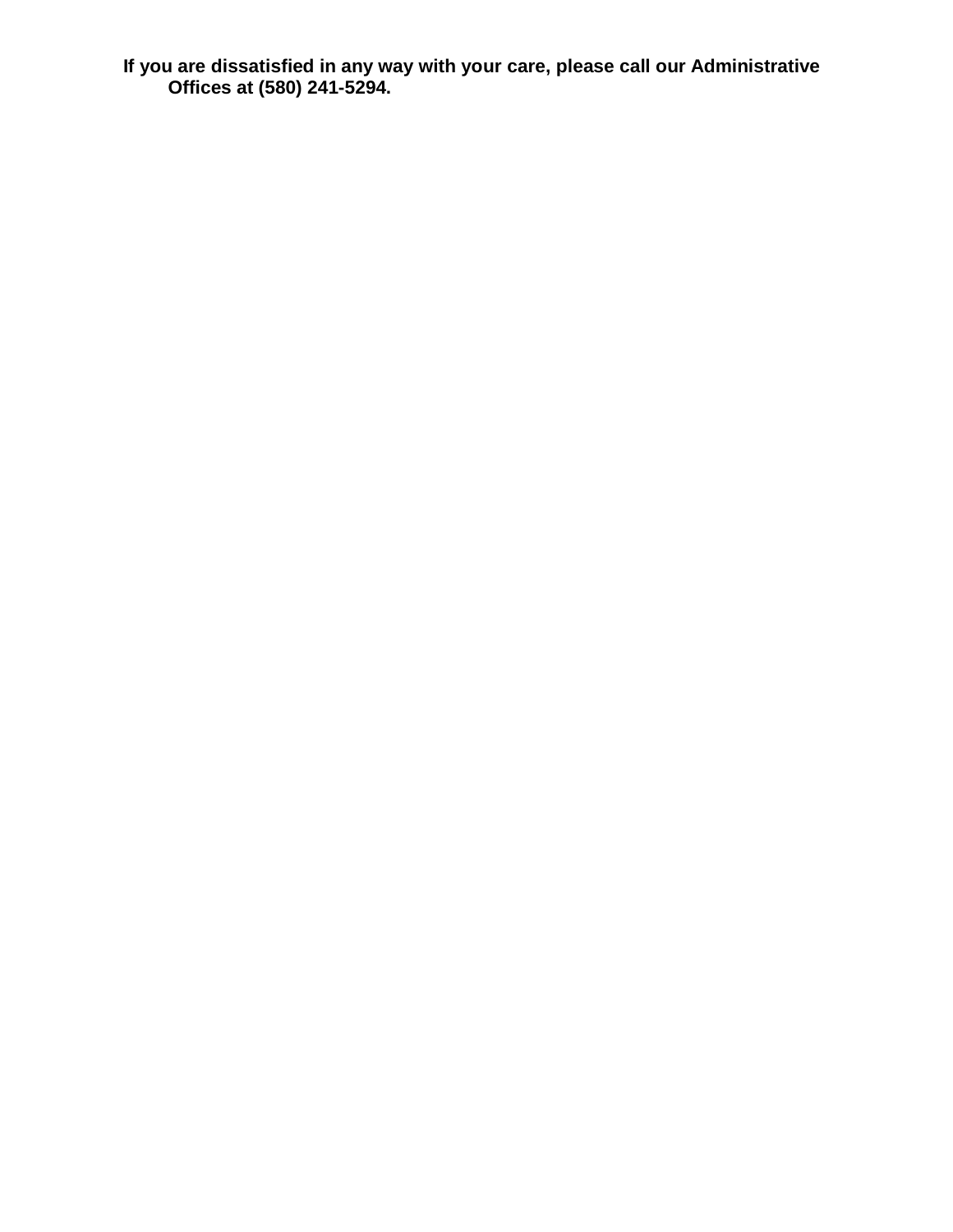**If you are dissatisfied in any way with your care, please call our Administrative Offices at (580) 241-5294.**